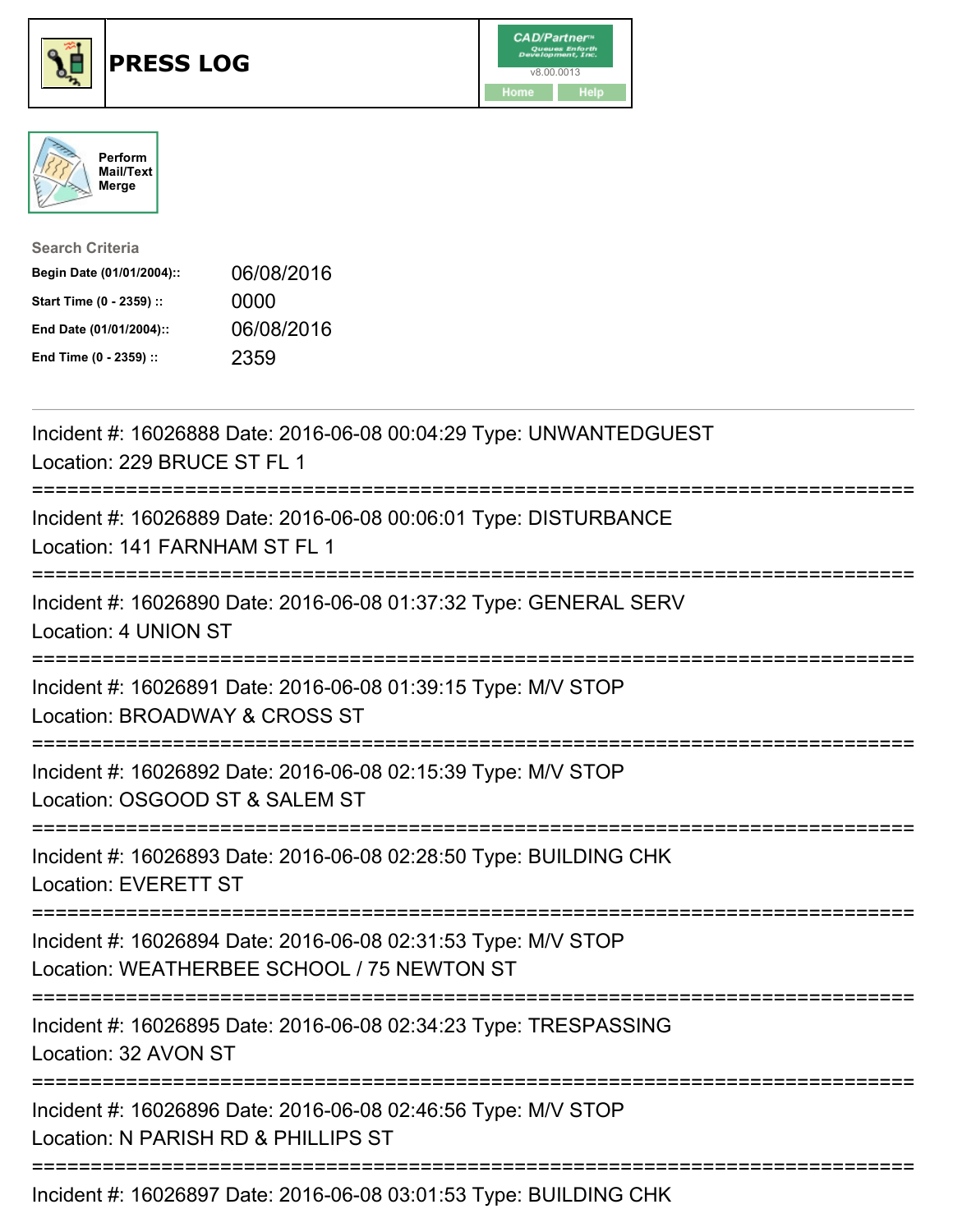# PRESS LOG

CAD/Partner
v8.00.0013
Home Help

Perform Mail/Text Merge

**Search Criteria**

| | |
|---|---|
| **Begin Date (01/01/2004)::** | 06/08/2016 |
| **Start Time (0 - 2359) ::** | 0000 |
| **End Date (01/01/2004)::** | 06/08/2016 |
| **End Time (0 - 2359) ::** | 2359 |

---

Incident #: 16026888 Date: 2016-06-08 00:04:29 Type: UNWANTEDGUEST
Location: 229 BRUCE ST FL 1

===========================================================================

Incident #: 16026889 Date: 2016-06-08 00:06:01 Type: DISTURBANCE
Location: 141 FARNHAM ST FL 1

===========================================================================

Incident #: 16026890 Date: 2016-06-08 01:37:32 Type: GENERAL SERV
Location: 4 UNION ST

===========================================================================

Incident #: 16026891 Date: 2016-06-08 01:39:15 Type: M/V STOP
Location: BROADWAY & CROSS ST

===========================================================================

Incident #: 16026892 Date: 2016-06-08 02:15:39 Type: M/V STOP
Location: OSGOOD ST & SALEM ST

===========================================================================

Incident #: 16026893 Date: 2016-06-08 02:28:50 Type: BUILDING CHK
Location: EVERETT ST

===========================================================================

Incident #: 16026894 Date: 2016-06-08 02:31:53 Type: M/V STOP
Location: WEATHERBEE SCHOOL / 75 NEWTON ST

===========================================================================

Incident #: 16026895 Date: 2016-06-08 02:34:23 Type: TRESPASSING
Location: 32 AVON ST

===========================================================================

Incident #: 16026896 Date: 2016-06-08 02:46:56 Type: M/V STOP
Location: N PARISH RD & PHILLIPS ST

===========================================================================

Incident #: 16026897 Date: 2016-06-08 03:01:53 Type: BUILDING CHK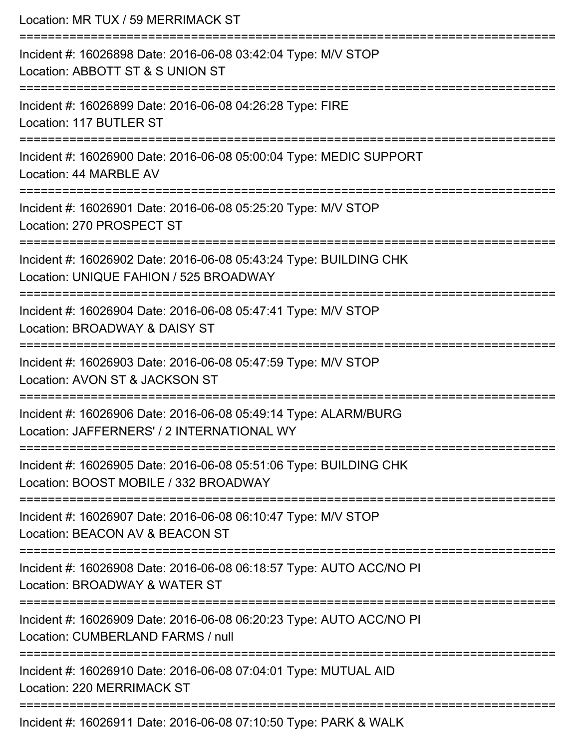Location: MR TUX / 59 MERRIMACK ST

===========================================================================

Incident #: 16026898 Date: 2016-06-08 03:42:04 Type: M/V STOP
Location: ABBOTT ST & S UNION ST

===========================================================================

Incident #: 16026899 Date: 2016-06-08 04:26:28 Type: FIRE
Location: 117 BUTLER ST

===========================================================================

Incident #: 16026900 Date: 2016-06-08 05:00:04 Type: MEDIC SUPPORT
Location: 44 MARBLE AV

===========================================================================

Incident #: 16026901 Date: 2016-06-08 05:25:20 Type: M/V STOP
Location: 270 PROSPECT ST

===========================================================================

Incident #: 16026902 Date: 2016-06-08 05:43:24 Type: BUILDING CHK
Location: UNIQUE FAHION / 525 BROADWAY

===========================================================================

Incident #: 16026904 Date: 2016-06-08 05:47:41 Type: M/V STOP
Location: BROADWAY & DAISY ST

===========================================================================

Incident #: 16026903 Date: 2016-06-08 05:47:59 Type: M/V STOP
Location: AVON ST & JACKSON ST

===========================================================================

Incident #: 16026906 Date: 2016-06-08 05:49:14 Type: ALARM/BURG
Location: JAFFERNERS' / 2 INTERNATIONAL WY

===========================================================================

Incident #: 16026905 Date: 2016-06-08 05:51:06 Type: BUILDING CHK
Location: BOOST MOBILE / 332 BROADWAY

===========================================================================

Incident #: 16026907 Date: 2016-06-08 06:10:47 Type: M/V STOP
Location: BEACON AV & BEACON ST

===========================================================================

Incident #: 16026908 Date: 2016-06-08 06:18:57 Type: AUTO ACC/NO PI
Location: BROADWAY & WATER ST

===========================================================================

Incident #: 16026909 Date: 2016-06-08 06:20:23 Type: AUTO ACC/NO PI
Location: CUMBERLAND FARMS / null

===========================================================================

Incident #: 16026910 Date: 2016-06-08 07:04:01 Type: MUTUAL AID
Location: 220 MERRIMACK ST

===========================================================================

Incident #: 16026911 Date: 2016-06-08 07:10:50 Type: PARK & WALK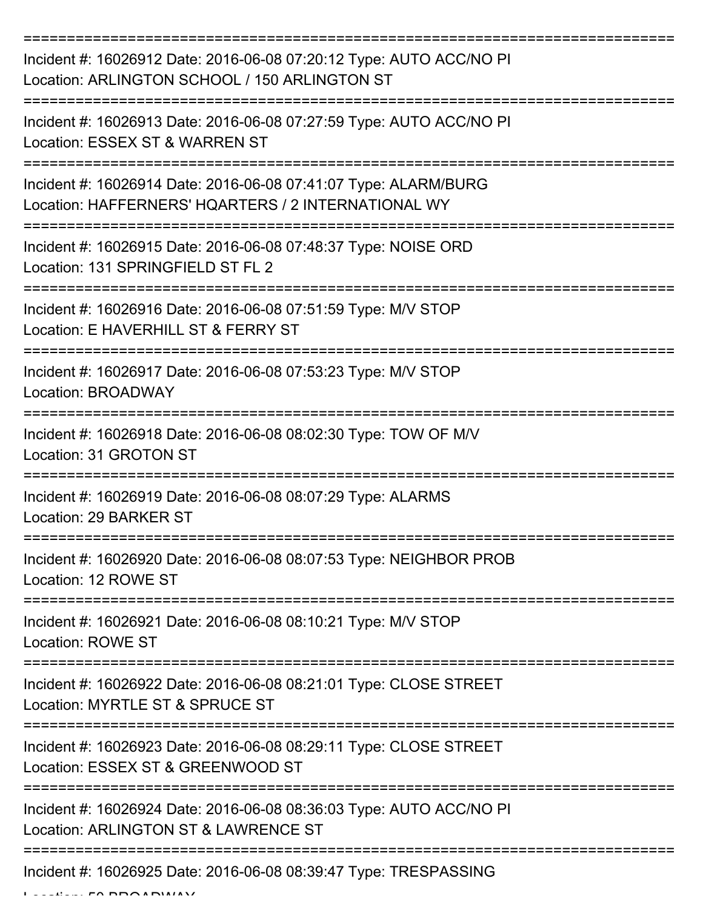===========================================================================

Incident #: 16026912 Date: 2016-06-08 07:20:12 Type: AUTO ACC/NO PI
Location: ARLINGTON SCHOOL / 150 ARLINGTON ST

===========================================================================

Incident #: 16026913 Date: 2016-06-08 07:27:59 Type: AUTO ACC/NO PI
Location: ESSEX ST & WARREN ST

===========================================================================

Incident #: 16026914 Date: 2016-06-08 07:41:07 Type: ALARM/BURG
Location: HAFFERNERS' HQARTERS / 2 INTERNATIONAL WY

===========================================================================

Incident #: 16026915 Date: 2016-06-08 07:48:37 Type: NOISE ORD
Location: 131 SPRINGFIELD ST FL 2

===========================================================================

Incident #: 16026916 Date: 2016-06-08 07:51:59 Type: M/V STOP
Location: E HAVERHILL ST & FERRY ST

===========================================================================

Incident #: 16026917 Date: 2016-06-08 07:53:23 Type: M/V STOP
Location: BROADWAY

===========================================================================

Incident #: 16026918 Date: 2016-06-08 08:02:30 Type: TOW OF M/V
Location: 31 GROTON ST

===========================================================================

Incident #: 16026919 Date: 2016-06-08 08:07:29 Type: ALARMS
Location: 29 BARKER ST

===========================================================================

Incident #: 16026920 Date: 2016-06-08 08:07:53 Type: NEIGHBOR PROB
Location: 12 ROWE ST

===========================================================================

Incident #: 16026921 Date: 2016-06-08 08:10:21 Type: M/V STOP
Location: ROWE ST

===========================================================================

Incident #: 16026922 Date: 2016-06-08 08:21:01 Type: CLOSE STREET
Location: MYRTLE ST & SPRUCE ST

===========================================================================

Incident #: 16026923 Date: 2016-06-08 08:29:11 Type: CLOSE STREET
Location: ESSEX ST & GREENWOOD ST

===========================================================================

Incident #: 16026924 Date: 2016-06-08 08:36:03 Type: AUTO ACC/NO PI
Location: ARLINGTON ST & LAWRENCE ST

===========================================================================

Incident #: 16026925 Date: 2016-06-08 08:39:47 Type: TRESPASSING
Location: 50 BROADWAY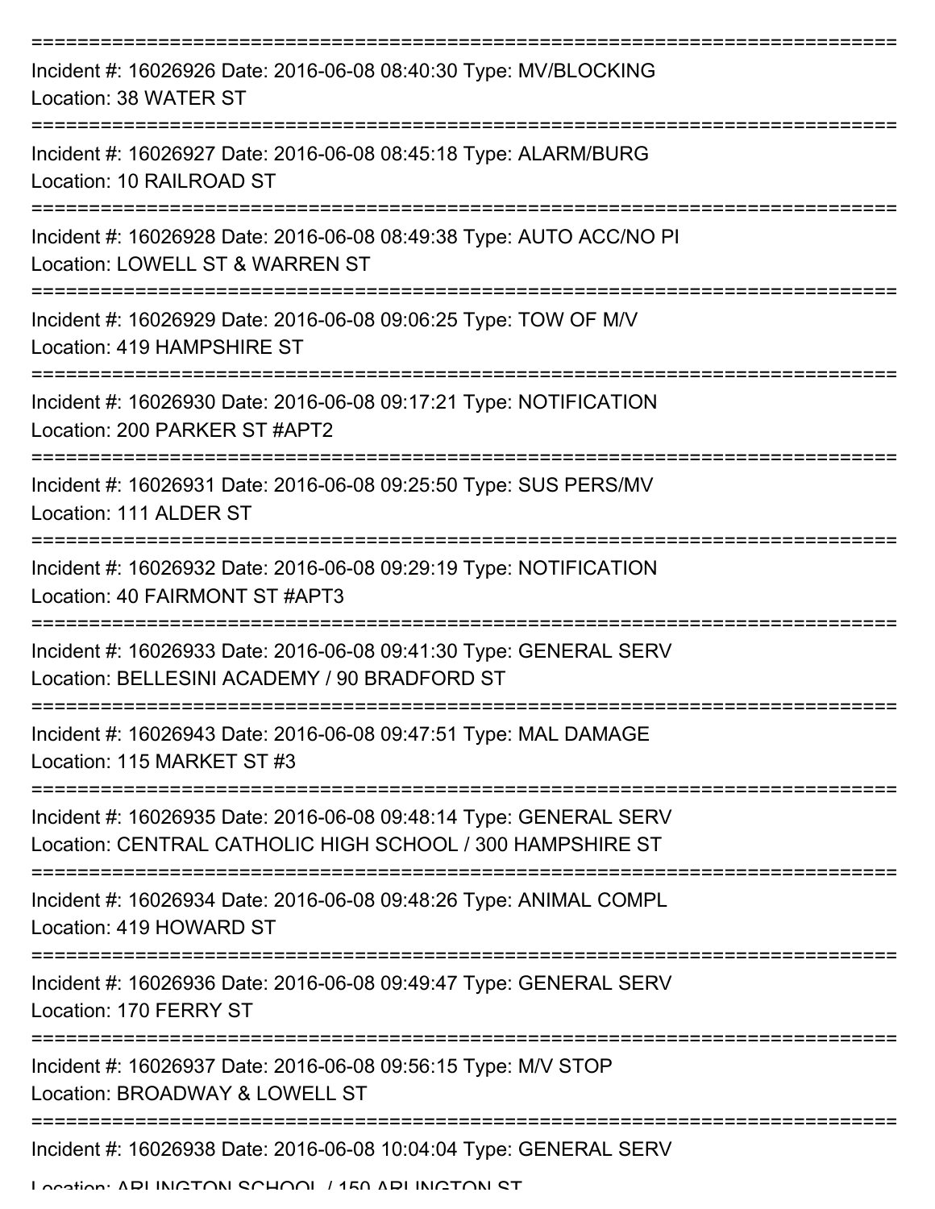Incident #: 16026926 Date: 2016-06-08 08:40:30 Type: MV/BLOCKING
Location: 38 WATER ST

Incident #: 16026927 Date: 2016-06-08 08:45:18 Type: ALARM/BURG
Location: 10 RAILROAD ST

Incident #: 16026928 Date: 2016-06-08 08:49:38 Type: AUTO ACC/NO PI
Location: LOWELL ST & WARREN ST

Incident #: 16026929 Date: 2016-06-08 09:06:25 Type: TOW OF M/V
Location: 419 HAMPSHIRE ST

Incident #: 16026930 Date: 2016-06-08 09:17:21 Type: NOTIFICATION
Location: 200 PARKER ST #APT2

Incident #: 16026931 Date: 2016-06-08 09:25:50 Type: SUS PERS/MV
Location: 111 ALDER ST

Incident #: 16026932 Date: 2016-06-08 09:29:19 Type: NOTIFICATION
Location: 40 FAIRMONT ST #APT3

Incident #: 16026933 Date: 2016-06-08 09:41:30 Type: GENERAL SERV
Location: BELLESINI ACADEMY / 90 BRADFORD ST

Incident #: 16026943 Date: 2016-06-08 09:47:51 Type: MAL DAMAGE
Location: 115 MARKET ST #3

Incident #: 16026935 Date: 2016-06-08 09:48:14 Type: GENERAL SERV
Location: CENTRAL CATHOLIC HIGH SCHOOL / 300 HAMPSHIRE ST

Incident #: 16026934 Date: 2016-06-08 09:48:26 Type: ANIMAL COMPL
Location: 419 HOWARD ST

Incident #: 16026936 Date: 2016-06-08 09:49:47 Type: GENERAL SERV
Location: 170 FERRY ST

Incident #: 16026937 Date: 2016-06-08 09:56:15 Type: M/V STOP
Location: BROADWAY & LOWELL ST

Incident #: 16026938 Date: 2016-06-08 10:04:04 Type: GENERAL SERV
Location: ARLINGTON SCHOOL / 150 ARLINGTON ST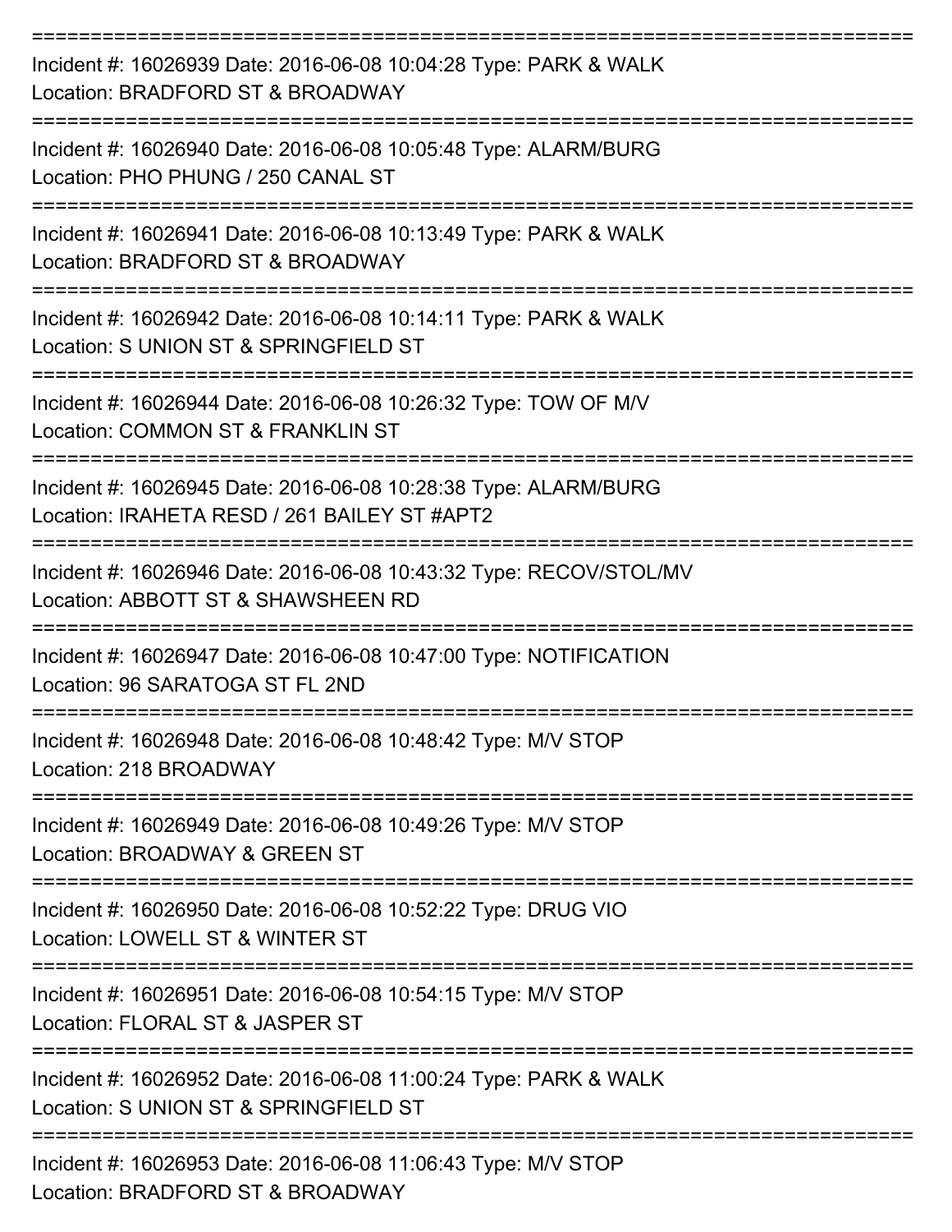===========================================================================

Incident #: 16026939 Date: 2016-06-08 10:04:28 Type: PARK & WALK
Location: BRADFORD ST & BROADWAY

===========================================================================

Incident #: 16026940 Date: 2016-06-08 10:05:48 Type: ALARM/BURG
Location: PHO PHUNG / 250 CANAL ST

===========================================================================

Incident #: 16026941 Date: 2016-06-08 10:13:49 Type: PARK & WALK
Location: BRADFORD ST & BROADWAY

===========================================================================

Incident #: 16026942 Date: 2016-06-08 10:14:11 Type: PARK & WALK
Location: S UNION ST & SPRINGFIELD ST

===========================================================================

Incident #: 16026944 Date: 2016-06-08 10:26:32 Type: TOW OF M/V
Location: COMMON ST & FRANKLIN ST

===========================================================================

Incident #: 16026945 Date: 2016-06-08 10:28:38 Type: ALARM/BURG
Location: IRAHETA RESD / 261 BAILEY ST #APT2

===========================================================================

Incident #: 16026946 Date: 2016-06-08 10:43:32 Type: RECOV/STOL/MV
Location: ABBOTT ST & SHAWSHEEN RD

===========================================================================

Incident #: 16026947 Date: 2016-06-08 10:47:00 Type: NOTIFICATION
Location: 96 SARATOGA ST FL 2ND

===========================================================================

Incident #: 16026948 Date: 2016-06-08 10:48:42 Type: M/V STOP
Location: 218 BROADWAY

===========================================================================

Incident #: 16026949 Date: 2016-06-08 10:49:26 Type: M/V STOP
Location: BROADWAY & GREEN ST

===========================================================================

Incident #: 16026950 Date: 2016-06-08 10:52:22 Type: DRUG VIO
Location: LOWELL ST & WINTER ST

===========================================================================

Incident #: 16026951 Date: 2016-06-08 10:54:15 Type: M/V STOP
Location: FLORAL ST & JASPER ST

===========================================================================

Incident #: 16026952 Date: 2016-06-08 11:00:24 Type: PARK & WALK
Location: S UNION ST & SPRINGFIELD ST

===========================================================================

Incident #: 16026953 Date: 2016-06-08 11:06:43 Type: M/V STOP
Location: BRADFORD ST & BROADWAY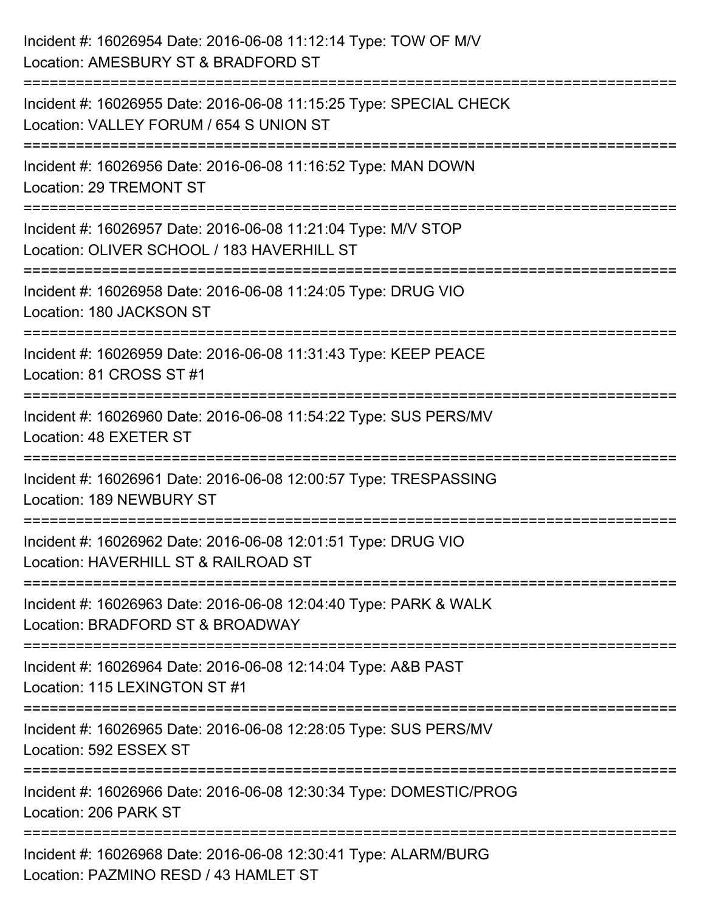Incident #: 16026954 Date: 2016-06-08 11:12:14 Type: TOW OF M/V
Location: AMESBURY ST & BRADFORD ST

===========================================================================

Incident #: 16026955 Date: 2016-06-08 11:15:25 Type: SPECIAL CHECK
Location: VALLEY FORUM / 654 S UNION ST

===========================================================================

Incident #: 16026956 Date: 2016-06-08 11:16:52 Type: MAN DOWN
Location: 29 TREMONT ST

===========================================================================

Incident #: 16026957 Date: 2016-06-08 11:21:04 Type: M/V STOP
Location: OLIVER SCHOOL / 183 HAVERHILL ST

===========================================================================

Incident #: 16026958 Date: 2016-06-08 11:24:05 Type: DRUG VIO
Location: 180 JACKSON ST

===========================================================================

Incident #: 16026959 Date: 2016-06-08 11:31:43 Type: KEEP PEACE
Location: 81 CROSS ST #1

===========================================================================

Incident #: 16026960 Date: 2016-06-08 11:54:22 Type: SUS PERS/MV
Location: 48 EXETER ST

===========================================================================

Incident #: 16026961 Date: 2016-06-08 12:00:57 Type: TRESPASSING
Location: 189 NEWBURY ST

===========================================================================

Incident #: 16026962 Date: 2016-06-08 12:01:51 Type: DRUG VIO
Location: HAVERHILL ST & RAILROAD ST

===========================================================================

Incident #: 16026963 Date: 2016-06-08 12:04:40 Type: PARK & WALK
Location: BRADFORD ST & BROADWAY

===========================================================================

Incident #: 16026964 Date: 2016-06-08 12:14:04 Type: A&B PAST
Location: 115 LEXINGTON ST #1

===========================================================================

Incident #: 16026965 Date: 2016-06-08 12:28:05 Type: SUS PERS/MV
Location: 592 ESSEX ST

===========================================================================

Incident #: 16026966 Date: 2016-06-08 12:30:34 Type: DOMESTIC/PROG
Location: 206 PARK ST

===========================================================================

Incident #: 16026968 Date: 2016-06-08 12:30:41 Type: ALARM/BURG
Location: PAZMINO RESD / 43 HAMLET ST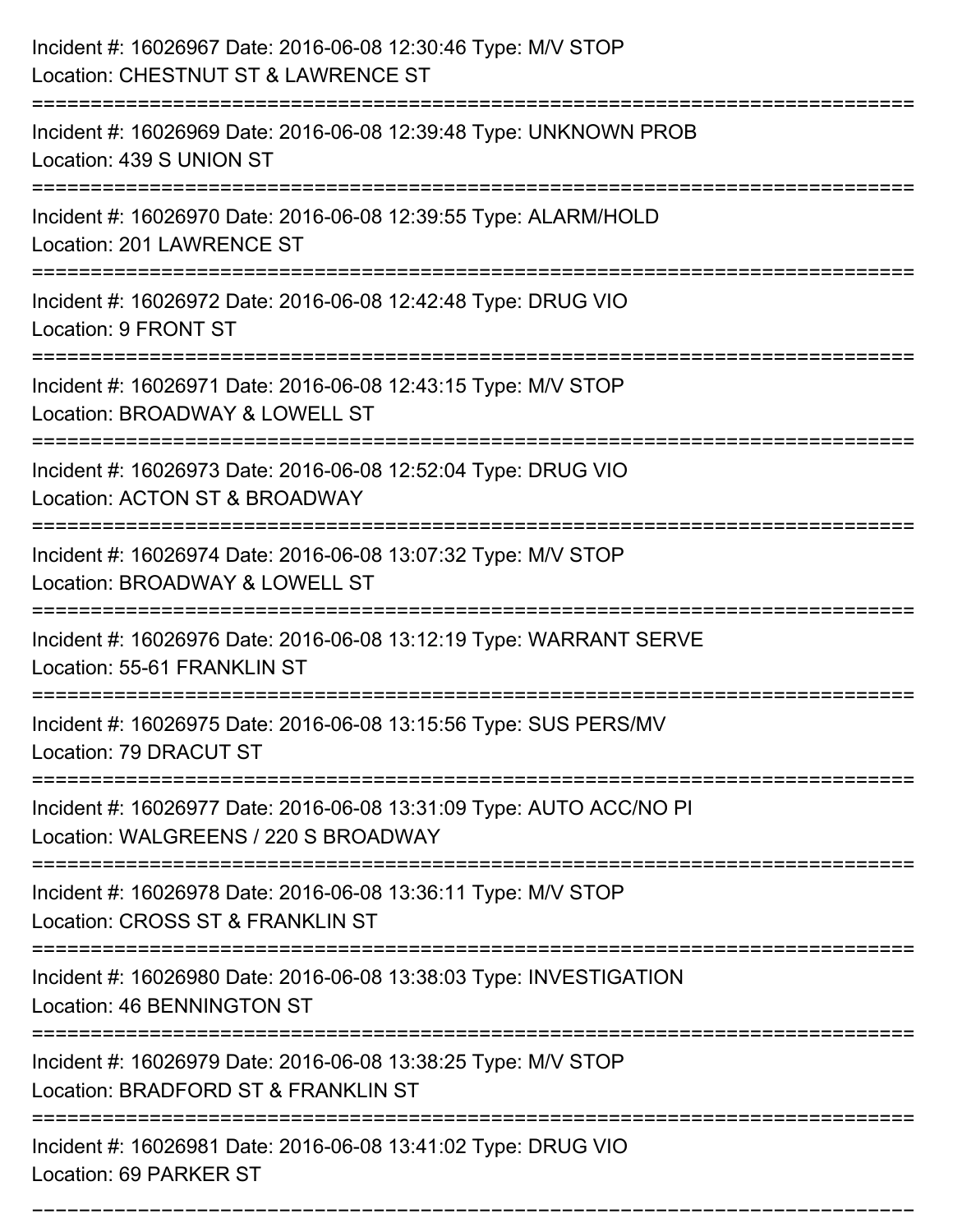Incident #: 16026967 Date: 2016-06-08 12:30:46 Type: M/V STOP
Location: CHESTNUT ST & LAWRENCE ST

===========================================================================

Incident #: 16026969 Date: 2016-06-08 12:39:48 Type: UNKNOWN PROB
Location: 439 S UNION ST

===========================================================================

Incident #: 16026970 Date: 2016-06-08 12:39:55 Type: ALARM/HOLD
Location: 201 LAWRENCE ST

===========================================================================

Incident #: 16026972 Date: 2016-06-08 12:42:48 Type: DRUG VIO
Location: 9 FRONT ST

===========================================================================

Incident #: 16026971 Date: 2016-06-08 12:43:15 Type: M/V STOP
Location: BROADWAY & LOWELL ST

===========================================================================

Incident #: 16026973 Date: 2016-06-08 12:52:04 Type: DRUG VIO
Location: ACTON ST & BROADWAY

===========================================================================

Incident #: 16026974 Date: 2016-06-08 13:07:32 Type: M/V STOP
Location: BROADWAY & LOWELL ST

===========================================================================

Incident #: 16026976 Date: 2016-06-08 13:12:19 Type: WARRANT SERVE
Location: 55-61 FRANKLIN ST

===========================================================================

Incident #: 16026975 Date: 2016-06-08 13:15:56 Type: SUS PERS/MV
Location: 79 DRACUT ST

===========================================================================

Incident #: 16026977 Date: 2016-06-08 13:31:09 Type: AUTO ACC/NO PI
Location: WALGREENS / 220 S BROADWAY

===========================================================================

Incident #: 16026978 Date: 2016-06-08 13:36:11 Type: M/V STOP
Location: CROSS ST & FRANKLIN ST

===========================================================================

Incident #: 16026980 Date: 2016-06-08 13:38:03 Type: INVESTIGATION
Location: 46 BENNINGTON ST

===========================================================================

Incident #: 16026979 Date: 2016-06-08 13:38:25 Type: M/V STOP
Location: BRADFORD ST & FRANKLIN ST

===========================================================================

Incident #: 16026981 Date: 2016-06-08 13:41:02 Type: DRUG VIO
Location: 69 PARKER ST

===========================================================================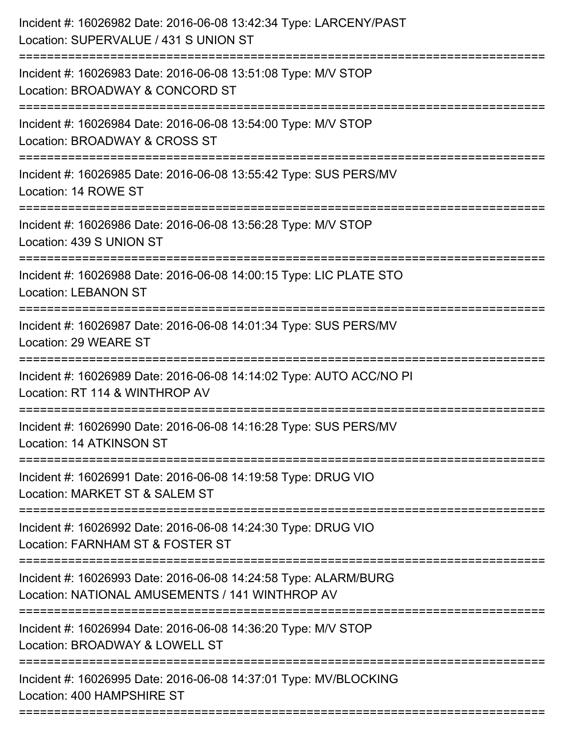Incident #: 16026982 Date: 2016-06-08 13:42:34 Type: LARCENY/PAST
Location: SUPERVALUE / 431 S UNION ST

===========================================================================

Incident #: 16026983 Date: 2016-06-08 13:51:08 Type: M/V STOP
Location: BROADWAY & CONCORD ST

===========================================================================

Incident #: 16026984 Date: 2016-06-08 13:54:00 Type: M/V STOP
Location: BROADWAY & CROSS ST

===========================================================================

Incident #: 16026985 Date: 2016-06-08 13:55:42 Type: SUS PERS/MV
Location: 14 ROWE ST

===========================================================================

Incident #: 16026986 Date: 2016-06-08 13:56:28 Type: M/V STOP
Location: 439 S UNION ST

===========================================================================

Incident #: 16026988 Date: 2016-06-08 14:00:15 Type: LIC PLATE STO
Location: LEBANON ST

===========================================================================

Incident #: 16026987 Date: 2016-06-08 14:01:34 Type: SUS PERS/MV
Location: 29 WEARE ST

===========================================================================

Incident #: 16026989 Date: 2016-06-08 14:14:02 Type: AUTO ACC/NO PI
Location: RT 114 & WINTHROP AV

===========================================================================

Incident #: 16026990 Date: 2016-06-08 14:16:28 Type: SUS PERS/MV
Location: 14 ATKINSON ST

===========================================================================

Incident #: 16026991 Date: 2016-06-08 14:19:58 Type: DRUG VIO
Location: MARKET ST & SALEM ST

===========================================================================

Incident #: 16026992 Date: 2016-06-08 14:24:30 Type: DRUG VIO
Location: FARNHAM ST & FOSTER ST

===========================================================================

Incident #: 16026993 Date: 2016-06-08 14:24:58 Type: ALARM/BURG
Location: NATIONAL AMUSEMENTS / 141 WINTHROP AV

===========================================================================

Incident #: 16026994 Date: 2016-06-08 14:36:20 Type: M/V STOP
Location: BROADWAY & LOWELL ST

===========================================================================

Incident #: 16026995 Date: 2016-06-08 14:37:01 Type: MV/BLOCKING
Location: 400 HAMPSHIRE ST

===========================================================================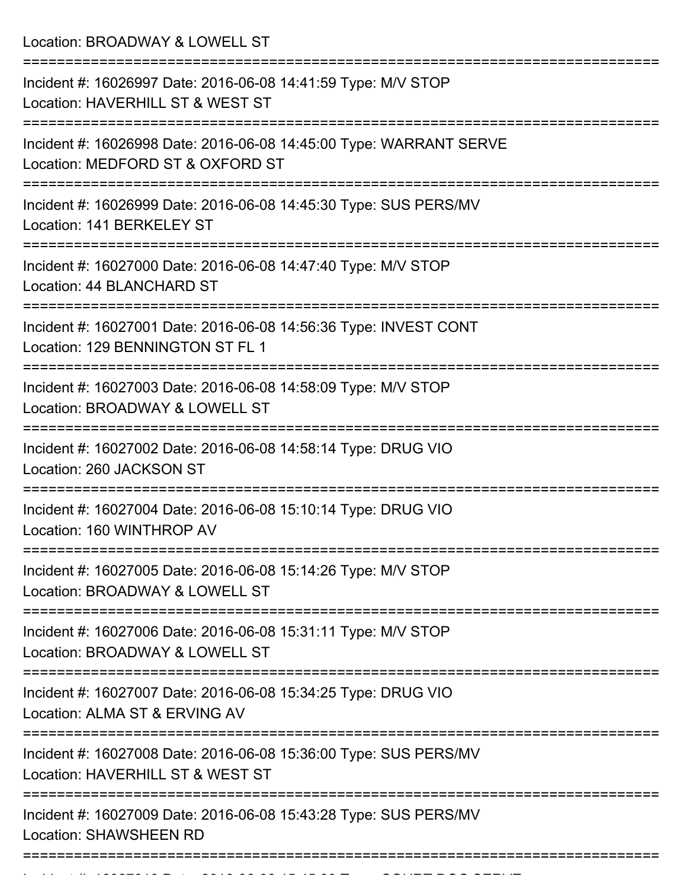Location: BROADWAY & LOWELL ST

===========================================================================

Incident #: 16026997 Date: 2016-06-08 14:41:59 Type: M/V STOP
Location: HAVERHILL ST & WEST ST

===========================================================================

Incident #: 16026998 Date: 2016-06-08 14:45:00 Type: WARRANT SERVE
Location: MEDFORD ST & OXFORD ST

===========================================================================

Incident #: 16026999 Date: 2016-06-08 14:45:30 Type: SUS PERS/MV
Location: 141 BERKELEY ST

===========================================================================

Incident #: 16027000 Date: 2016-06-08 14:47:40 Type: M/V STOP
Location: 44 BLANCHARD ST

===========================================================================

Incident #: 16027001 Date: 2016-06-08 14:56:36 Type: INVEST CONT
Location: 129 BENNINGTON ST FL 1

===========================================================================

Incident #: 16027003 Date: 2016-06-08 14:58:09 Type: M/V STOP
Location: BROADWAY & LOWELL ST

===========================================================================

Incident #: 16027002 Date: 2016-06-08 14:58:14 Type: DRUG VIO
Location: 260 JACKSON ST

===========================================================================

Incident #: 16027004 Date: 2016-06-08 15:10:14 Type: DRUG VIO
Location: 160 WINTHROP AV

===========================================================================

Incident #: 16027005 Date: 2016-06-08 15:14:26 Type: M/V STOP
Location: BROADWAY & LOWELL ST

===========================================================================

Incident #: 16027006 Date: 2016-06-08 15:31:11 Type: M/V STOP
Location: BROADWAY & LOWELL ST

===========================================================================

Incident #: 16027007 Date: 2016-06-08 15:34:25 Type: DRUG VIO
Location: ALMA ST & ERVING AV

===========================================================================

Incident #: 16027008 Date: 2016-06-08 15:36:00 Type: SUS PERS/MV
Location: HAVERHILL ST & WEST ST

===========================================================================

Incident #: 16027009 Date: 2016-06-08 15:43:28 Type: SUS PERS/MV
Location: SHAWSHEEN RD

===========================================================================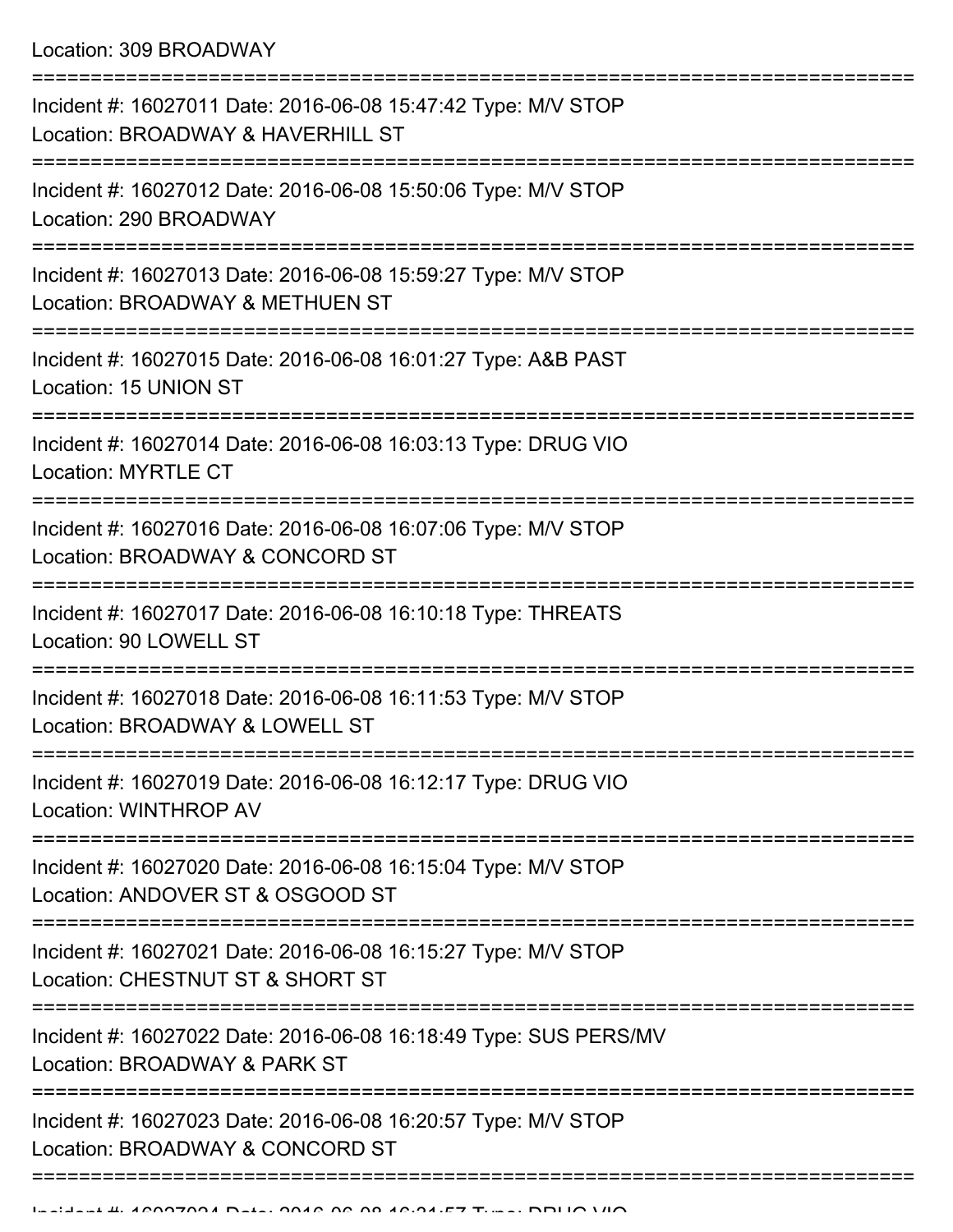Location: 309 BROADWAY

===========================================================================

Incident #: 16027011 Date: 2016-06-08 15:47:42 Type: M/V STOP
Location: BROADWAY & HAVERHILL ST

===========================================================================

Incident #: 16027012 Date: 2016-06-08 15:50:06 Type: M/V STOP
Location: 290 BROADWAY

===========================================================================

Incident #: 16027013 Date: 2016-06-08 15:59:27 Type: M/V STOP
Location: BROADWAY & METHUEN ST

===========================================================================

Incident #: 16027015 Date: 2016-06-08 16:01:27 Type: A&B PAST
Location: 15 UNION ST

===========================================================================

Incident #: 16027014 Date: 2016-06-08 16:03:13 Type: DRUG VIO
Location: MYRTLE CT

===========================================================================

Incident #: 16027016 Date: 2016-06-08 16:07:06 Type: M/V STOP
Location: BROADWAY & CONCORD ST

===========================================================================

Incident #: 16027017 Date: 2016-06-08 16:10:18 Type: THREATS
Location: 90 LOWELL ST

===========================================================================

Incident #: 16027018 Date: 2016-06-08 16:11:53 Type: M/V STOP
Location: BROADWAY & LOWELL ST

===========================================================================

Incident #: 16027019 Date: 2016-06-08 16:12:17 Type: DRUG VIO
Location: WINTHROP AV

===========================================================================

Incident #: 16027020 Date: 2016-06-08 16:15:04 Type: M/V STOP
Location: ANDOVER ST & OSGOOD ST

===========================================================================

Incident #: 16027021 Date: 2016-06-08 16:15:27 Type: M/V STOP
Location: CHESTNUT ST & SHORT ST

===========================================================================

Incident #: 16027022 Date: 2016-06-08 16:18:49 Type: SUS PERS/MV
Location: BROADWAY & PARK ST

===========================================================================

Incident #: 16027023 Date: 2016-06-08 16:20:57 Type: M/V STOP
Location: BROADWAY & CONCORD ST

===========================================================================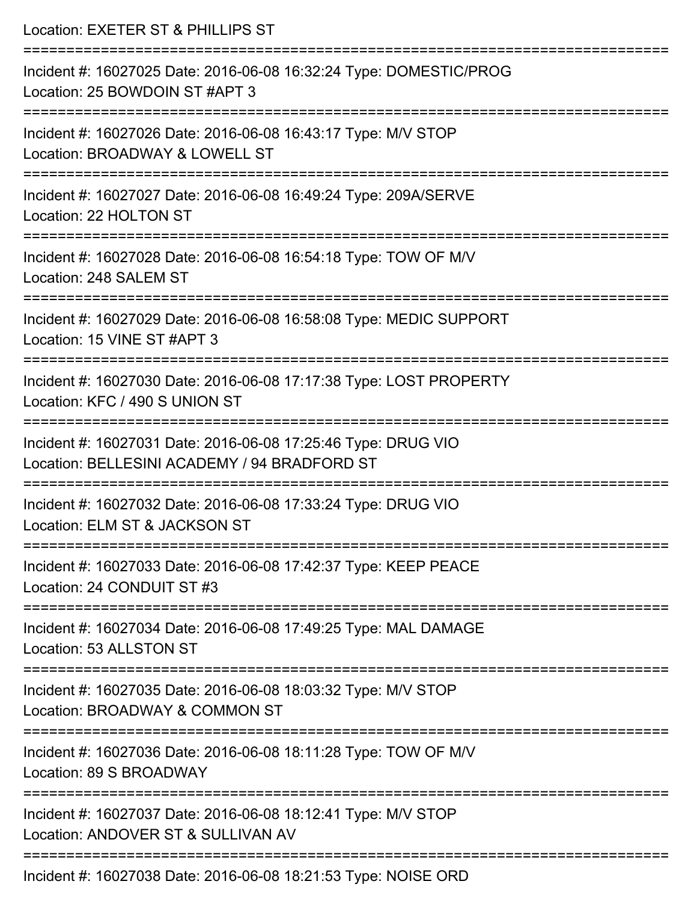Location: EXETER ST & PHILLIPS ST

===========================================================================

Incident #: 16027025 Date: 2016-06-08 16:32:24 Type: DOMESTIC/PROG
Location: 25 BOWDOIN ST #APT 3

===========================================================================

Incident #: 16027026 Date: 2016-06-08 16:43:17 Type: M/V STOP
Location: BROADWAY & LOWELL ST

===========================================================================

Incident #: 16027027 Date: 2016-06-08 16:49:24 Type: 209A/SERVE
Location: 22 HOLTON ST

===========================================================================

Incident #: 16027028 Date: 2016-06-08 16:54:18 Type: TOW OF M/V
Location: 248 SALEM ST

===========================================================================

Incident #: 16027029 Date: 2016-06-08 16:58:08 Type: MEDIC SUPPORT
Location: 15 VINE ST #APT 3

===========================================================================

Incident #: 16027030 Date: 2016-06-08 17:17:38 Type: LOST PROPERTY
Location: KFC / 490 S UNION ST

===========================================================================

Incident #: 16027031 Date: 2016-06-08 17:25:46 Type: DRUG VIO
Location: BELLESINI ACADEMY / 94 BRADFORD ST

===========================================================================

Incident #: 16027032 Date: 2016-06-08 17:33:24 Type: DRUG VIO
Location: ELM ST & JACKSON ST

===========================================================================

Incident #: 16027033 Date: 2016-06-08 17:42:37 Type: KEEP PEACE
Location: 24 CONDUIT ST #3

===========================================================================

Incident #: 16027034 Date: 2016-06-08 17:49:25 Type: MAL DAMAGE
Location: 53 ALLSTON ST

===========================================================================

Incident #: 16027035 Date: 2016-06-08 18:03:32 Type: M/V STOP
Location: BROADWAY & COMMON ST

===========================================================================

Incident #: 16027036 Date: 2016-06-08 18:11:28 Type: TOW OF M/V
Location: 89 S BROADWAY

===========================================================================

Incident #: 16027037 Date: 2016-06-08 18:12:41 Type: M/V STOP
Location: ANDOVER ST & SULLIVAN AV

===========================================================================

Incident #: 16027038 Date: 2016-06-08 18:21:53 Type: NOISE ORD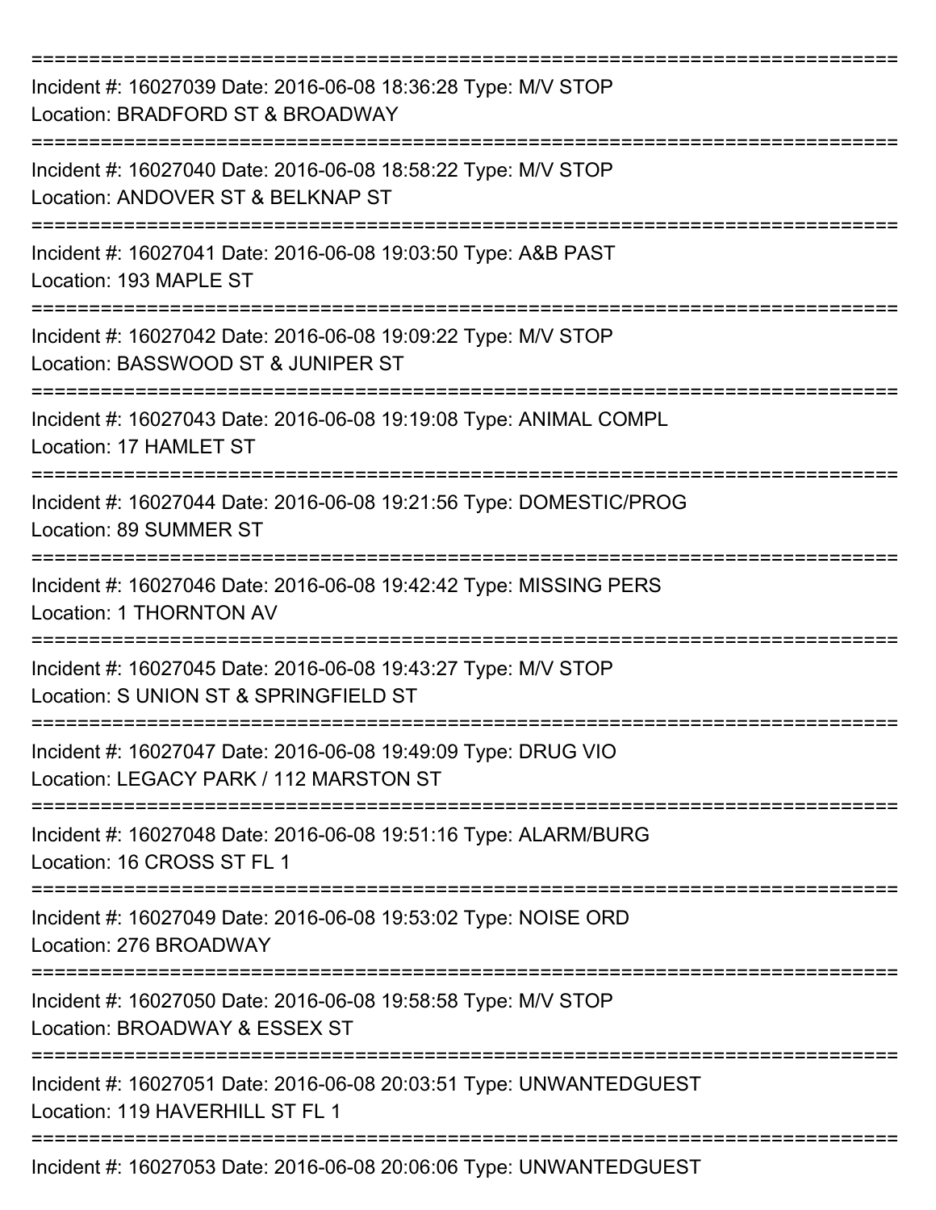===========================================================================

Incident #: 16027039 Date: 2016-06-08 18:36:28 Type: M/V STOP
Location: BRADFORD ST & BROADWAY

===========================================================================

Incident #: 16027040 Date: 2016-06-08 18:58:22 Type: M/V STOP
Location: ANDOVER ST & BELKNAP ST

===========================================================================

Incident #: 16027041 Date: 2016-06-08 19:03:50 Type: A&B PAST
Location: 193 MAPLE ST

===========================================================================

Incident #: 16027042 Date: 2016-06-08 19:09:22 Type: M/V STOP
Location: BASSWOOD ST & JUNIPER ST

===========================================================================

Incident #: 16027043 Date: 2016-06-08 19:19:08 Type: ANIMAL COMPL
Location: 17 HAMLET ST

===========================================================================

Incident #: 16027044 Date: 2016-06-08 19:21:56 Type: DOMESTIC/PROG
Location: 89 SUMMER ST

===========================================================================

Incident #: 16027046 Date: 2016-06-08 19:42:42 Type: MISSING PERS
Location: 1 THORNTON AV

===========================================================================

Incident #: 16027045 Date: 2016-06-08 19:43:27 Type: M/V STOP
Location: S UNION ST & SPRINGFIELD ST

===========================================================================

Incident #: 16027047 Date: 2016-06-08 19:49:09 Type: DRUG VIO
Location: LEGACY PARK / 112 MARSTON ST

===========================================================================

Incident #: 16027048 Date: 2016-06-08 19:51:16 Type: ALARM/BURG
Location: 16 CROSS ST FL 1

===========================================================================

Incident #: 16027049 Date: 2016-06-08 19:53:02 Type: NOISE ORD
Location: 276 BROADWAY

===========================================================================

Incident #: 16027050 Date: 2016-06-08 19:58:58 Type: M/V STOP
Location: BROADWAY & ESSEX ST

===========================================================================

Incident #: 16027051 Date: 2016-06-08 20:03:51 Type: UNWANTEDGUEST
Location: 119 HAVERHILL ST FL 1

===========================================================================

Incident #: 16027053 Date: 2016-06-08 20:06:06 Type: UNWANTEDGUEST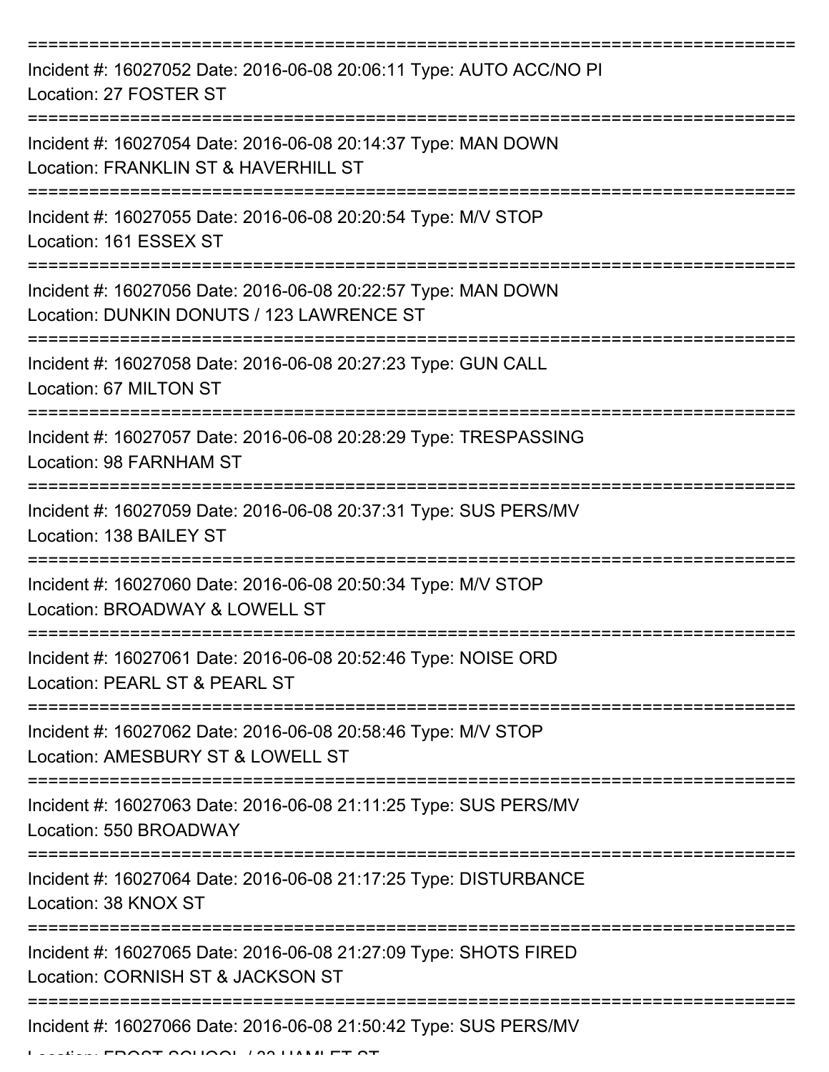Incident #: 16027052 Date: 2016-06-08 20:06:11 Type: AUTO ACC/NO PI
Location: 27 FOSTER ST

---

Incident #: 16027054 Date: 2016-06-08 20:14:37 Type: MAN DOWN
Location: FRANKLIN ST & HAVERHILL ST

---

Incident #: 16027055 Date: 2016-06-08 20:20:54 Type: M/V STOP
Location: 161 ESSEX ST

---

Incident #: 16027056 Date: 2016-06-08 20:22:57 Type: MAN DOWN
Location: DUNKIN DONUTS / 123 LAWRENCE ST

---

Incident #: 16027058 Date: 2016-06-08 20:27:23 Type: GUN CALL
Location: 67 MILTON ST

---

Incident #: 16027057 Date: 2016-06-08 20:28:29 Type: TRESPASSING
Location: 98 FARNHAM ST

---

Incident #: 16027059 Date: 2016-06-08 20:37:31 Type: SUS PERS/MV
Location: 138 BAILEY ST

---

Incident #: 16027060 Date: 2016-06-08 20:50:34 Type: M/V STOP
Location: BROADWAY & LOWELL ST

---

Incident #: 16027061 Date: 2016-06-08 20:52:46 Type: NOISE ORD
Location: PEARL ST & PEARL ST

---

Incident #: 16027062 Date: 2016-06-08 20:58:46 Type: M/V STOP
Location: AMESBURY ST & LOWELL ST

---

Incident #: 16027063 Date: 2016-06-08 21:11:25 Type: SUS PERS/MV
Location: 550 BROADWAY

---

Incident #: 16027064 Date: 2016-06-08 21:17:25 Type: DISTURBANCE
Location: 38 KNOX ST

---

Incident #: 16027065 Date: 2016-06-08 21:27:09 Type: SHOTS FIRED
Location: CORNISH ST & JACKSON ST

---

Incident #: 16027066 Date: 2016-06-08 21:50:42 Type: SUS PERS/MV
Location: FROST SCHOOL / 33 HAMLET ST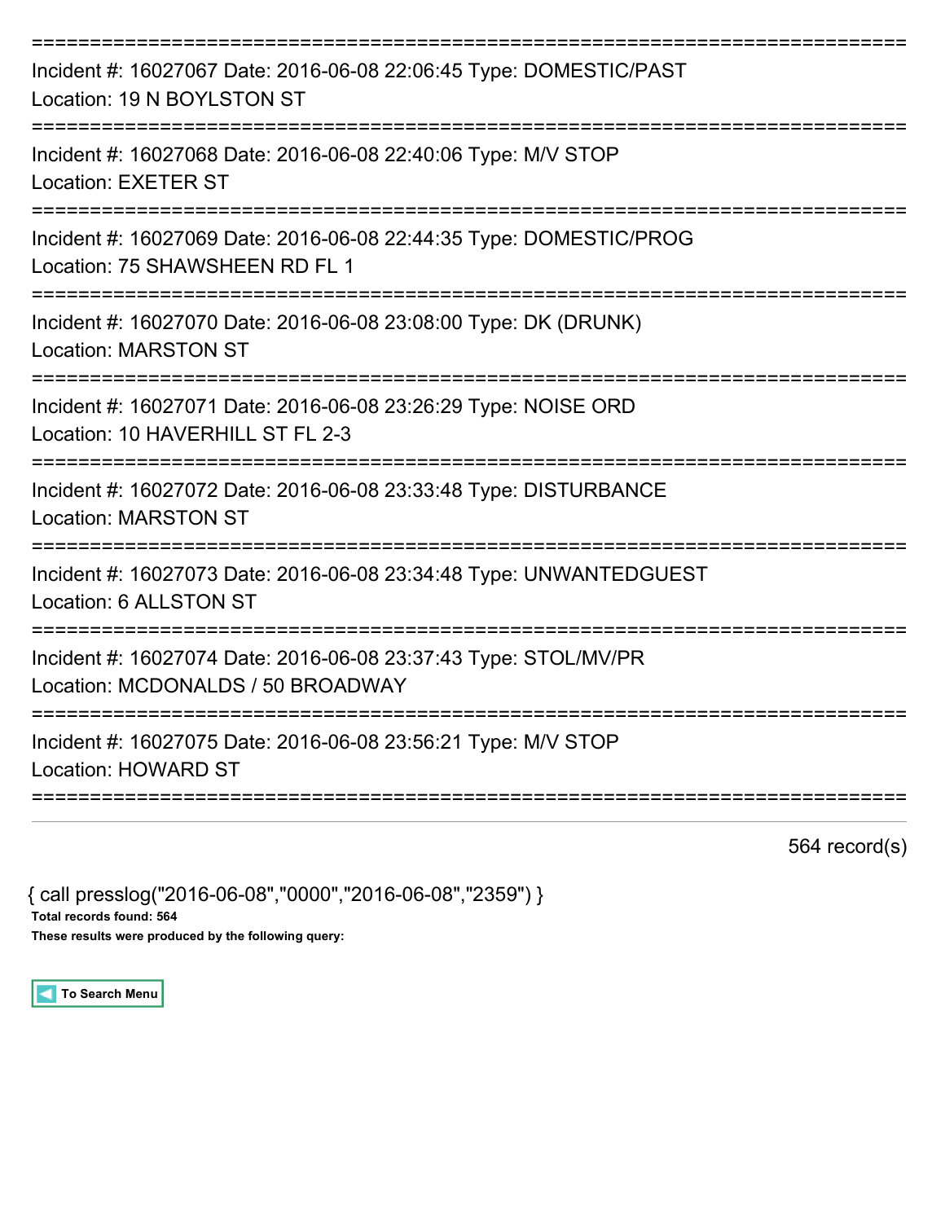===========================================================================

Incident #: 16027067 Date: 2016-06-08 22:06:45 Type: DOMESTIC/PAST
Location: 19 N BOYLSTON ST

===========================================================================

Incident #: 16027068 Date: 2016-06-08 22:40:06 Type: M/V STOP
Location: EXETER ST

===========================================================================

Incident #: 16027069 Date: 2016-06-08 22:44:35 Type: DOMESTIC/PROG
Location: 75 SHAWSHEEN RD FL 1

===========================================================================

Incident #: 16027070 Date: 2016-06-08 23:08:00 Type: DK (DRUNK)
Location: MARSTON ST

===========================================================================

Incident #: 16027071 Date: 2016-06-08 23:26:29 Type: NOISE ORD
Location: 10 HAVERHILL ST FL 2-3

===========================================================================

Incident #: 16027072 Date: 2016-06-08 23:33:48 Type: DISTURBANCE
Location: MARSTON ST

===========================================================================

Incident #: 16027073 Date: 2016-06-08 23:34:48 Type: UNWANTEDGUEST
Location: 6 ALLSTON ST

===========================================================================

Incident #: 16027074 Date: 2016-06-08 23:37:43 Type: STOL/MV/PR
Location: MCDONALDS / 50 BROADWAY

===========================================================================

Incident #: 16027075 Date: 2016-06-08 23:56:21 Type: M/V STOP
Location: HOWARD ST

===========================================================================

564 record(s)

{ call presslog("2016-06-08","0000","2016-06-08","2359") }

**Total records found: 564**

**These results were produced by the following query:**

To Search Menu